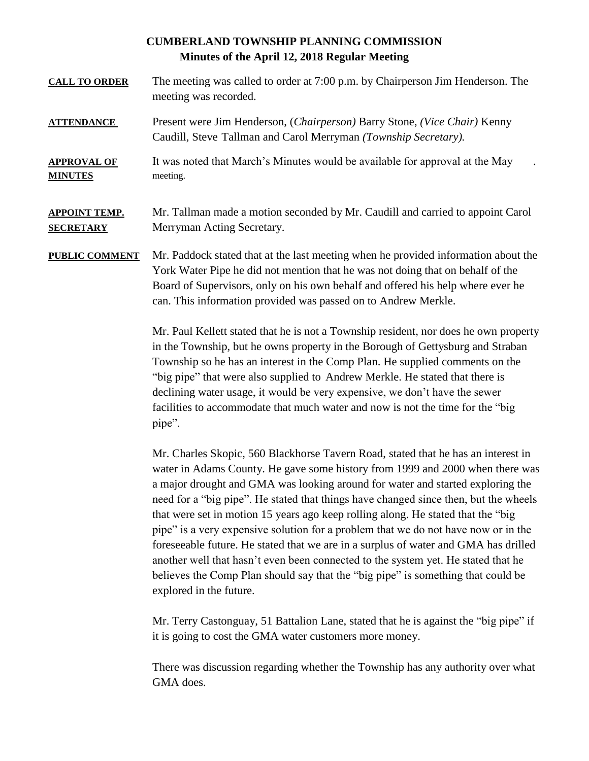# CUMBERLAND TOWNSHIP PLANNING COMMISSION
## Minutes of the April 12, 2018 Regular Meeting

**CALL TO ORDER** The meeting was called to order at 7:00 p.m. by Chairperson Jim Henderson. The meeting was recorded.

**ATTENDANCE** Present were Jim Henderson, (*Chairperson)* Barry Stone, *(Vice Chair)* Kenny Caudill, Steve Tallman and Carol Merryman *(Township Secretary).*

**APPROVAL OF MINUTES** It was noted that March's Minutes would be available for approval at the May meeting.

**APPOINT TEMP. SECRETARY** Mr. Tallman made a motion seconded by Mr. Caudill and carried to appoint Carol Merryman Acting Secretary.

**PUBLIC COMMENT** Mr. Paddock stated that at the last meeting when he provided information about the York Water Pipe he did not mention that he was not doing that on behalf of the Board of Supervisors, only on his own behalf and offered his help where ever he can. This information provided was passed on to Andrew Merkle.

Mr. Paul Kellett stated that he is not a Township resident, nor does he own property in the Township, but he owns property in the Borough of Gettysburg and Straban Township so he has an interest in the Comp Plan. He supplied comments on the "big pipe" that were also supplied to Andrew Merkle. He stated that there is declining water usage, it would be very expensive, we don't have the sewer facilities to accommodate that much water and now is not the time for the "big pipe".

Mr. Charles Skopic, 560 Blackhorse Tavern Road, stated that he has an interest in water in Adams County. He gave some history from 1999 and 2000 when there was a major drought and GMA was looking around for water and started exploring the need for a "big pipe". He stated that things have changed since then, but the wheels that were set in motion 15 years ago keep rolling along. He stated that the "big pipe" is a very expensive solution for a problem that we do not have now or in the foreseeable future. He stated that we are in a surplus of water and GMA has drilled another well that hasn't even been connected to the system yet. He stated that he believes the Comp Plan should say that the "big pipe" is something that could be explored in the future.

Mr. Terry Castonguay, 51 Battalion Lane, stated that he is against the "big pipe" if it is going to cost the GMA water customers more money.

There was discussion regarding whether the Township has any authority over what GMA does.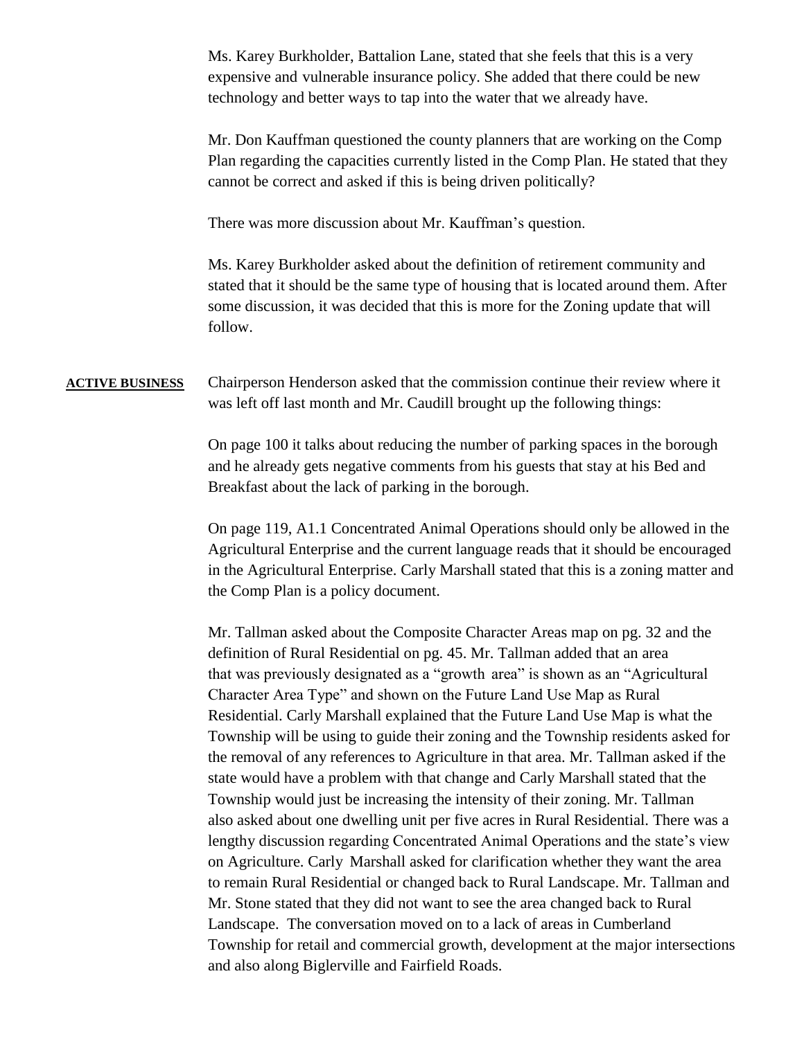Ms. Karey Burkholder, Battalion Lane, stated that she feels that this is a very expensive and vulnerable insurance policy. She added that there could be new technology and better ways to tap into the water that we already have.

Mr. Don Kauffman questioned the county planners that are working on the Comp Plan regarding the capacities currently listed in the Comp Plan. He stated that they cannot be correct and asked if this is being driven politically?

There was more discussion about Mr. Kauffman's question.

Ms. Karey Burkholder asked about the definition of retirement community and stated that it should be the same type of housing that is located around them. After some discussion, it was decided that this is more for the Zoning update that will follow.

**ACTIVE BUSINESS** Chairperson Henderson asked that the commission continue their review where it was left off last month and Mr. Caudill brought up the following things:

On page 100 it talks about reducing the number of parking spaces in the borough and he already gets negative comments from his guests that stay at his Bed and Breakfast about the lack of parking in the borough.

On page 119, A1.1 Concentrated Animal Operations should only be allowed in the Agricultural Enterprise and the current language reads that it should be encouraged in the Agricultural Enterprise. Carly Marshall stated that this is a zoning matter and the Comp Plan is a policy document.

Mr. Tallman asked about the Composite Character Areas map on pg. 32 and the definition of Rural Residential on pg. 45. Mr. Tallman added that an area that was previously designated as a "growth area" is shown as an "Agricultural Character Area Type" and shown on the Future Land Use Map as Rural Residential. Carly Marshall explained that the Future Land Use Map is what the Township will be using to guide their zoning and the Township residents asked for the removal of any references to Agriculture in that area. Mr. Tallman asked if the state would have a problem with that change and Carly Marshall stated that the Township would just be increasing the intensity of their zoning. Mr. Tallman also asked about one dwelling unit per five acres in Rural Residential. There was a lengthy discussion regarding Concentrated Animal Operations and the state's view on Agriculture. Carly Marshall asked for clarification whether they want the area to remain Rural Residential or changed back to Rural Landscape. Mr. Tallman and Mr. Stone stated that they did not want to see the area changed back to Rural Landscape. The conversation moved on to a lack of areas in Cumberland Township for retail and commercial growth, development at the major intersections and also along Biglerville and Fairfield Roads.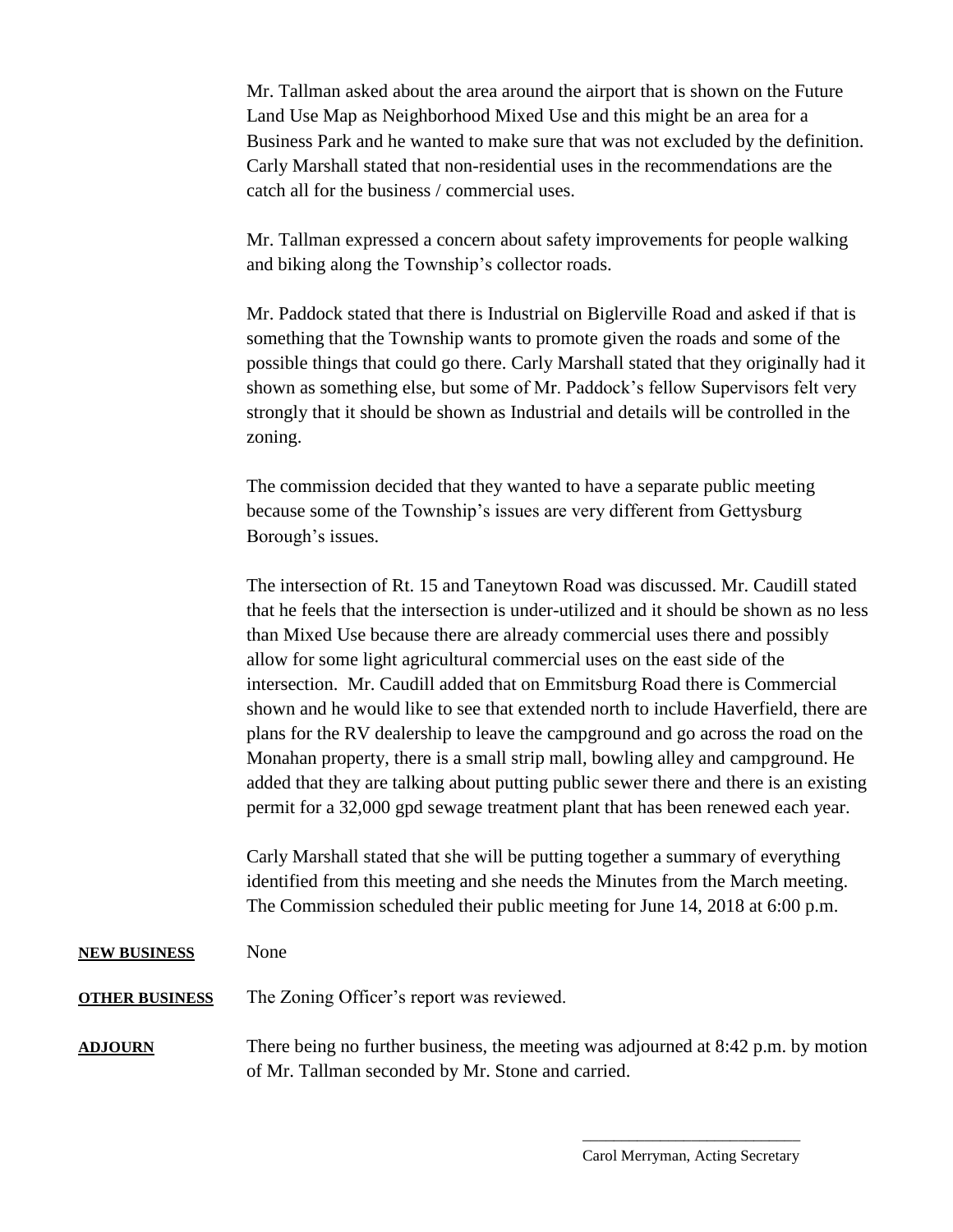Mr. Tallman asked about the area around the airport that is shown on the Future Land Use Map as Neighborhood Mixed Use and this might be an area for a Business Park and he wanted to make sure that was not excluded by the definition. Carly Marshall stated that non-residential uses in the recommendations are the catch all for the business / commercial uses.

Mr. Tallman expressed a concern about safety improvements for people walking and biking along the Township's collector roads.

Mr. Paddock stated that there is Industrial on Biglerville Road and asked if that is something that the Township wants to promote given the roads and some of the possible things that could go there. Carly Marshall stated that they originally had it shown as something else, but some of Mr. Paddock's fellow Supervisors felt very strongly that it should be shown as Industrial and details will be controlled in the zoning.

The commission decided that they wanted to have a separate public meeting because some of the Township's issues are very different from Gettysburg Borough's issues.

The intersection of Rt. 15 and Taneytown Road was discussed. Mr. Caudill stated that he feels that the intersection is under-utilized and it should be shown as no less than Mixed Use because there are already commercial uses there and possibly allow for some light agricultural commercial uses on the east side of the intersection. Mr. Caudill added that on Emmitsburg Road there is Commercial shown and he would like to see that extended north to include Haverfield, there are plans for the RV dealership to leave the campground and go across the road on the Monahan property, there is a small strip mall, bowling alley and campground. He added that they are talking about putting public sewer there and there is an existing permit for a 32,000 gpd sewage treatment plant that has been renewed each year.

Carly Marshall stated that she will be putting together a summary of everything identified from this meeting and she needs the Minutes from the March meeting. The Commission scheduled their public meeting for June 14, 2018 at 6:00 p.m.

**NEW BUSINESS** None

**OTHER BUSINESS** The Zoning Officer's report was reviewed.

**ADJOURN** There being no further business, the meeting was adjourned at 8:42 p.m. by motion of Mr. Tallman seconded by Mr. Stone and carried.

\_\_\_\_\_\_\_\_\_\_\_\_\_\_\_\_\_\_\_\_\_\_\_\_\_\_\_\_

Carol Merryman, Acting Secretary